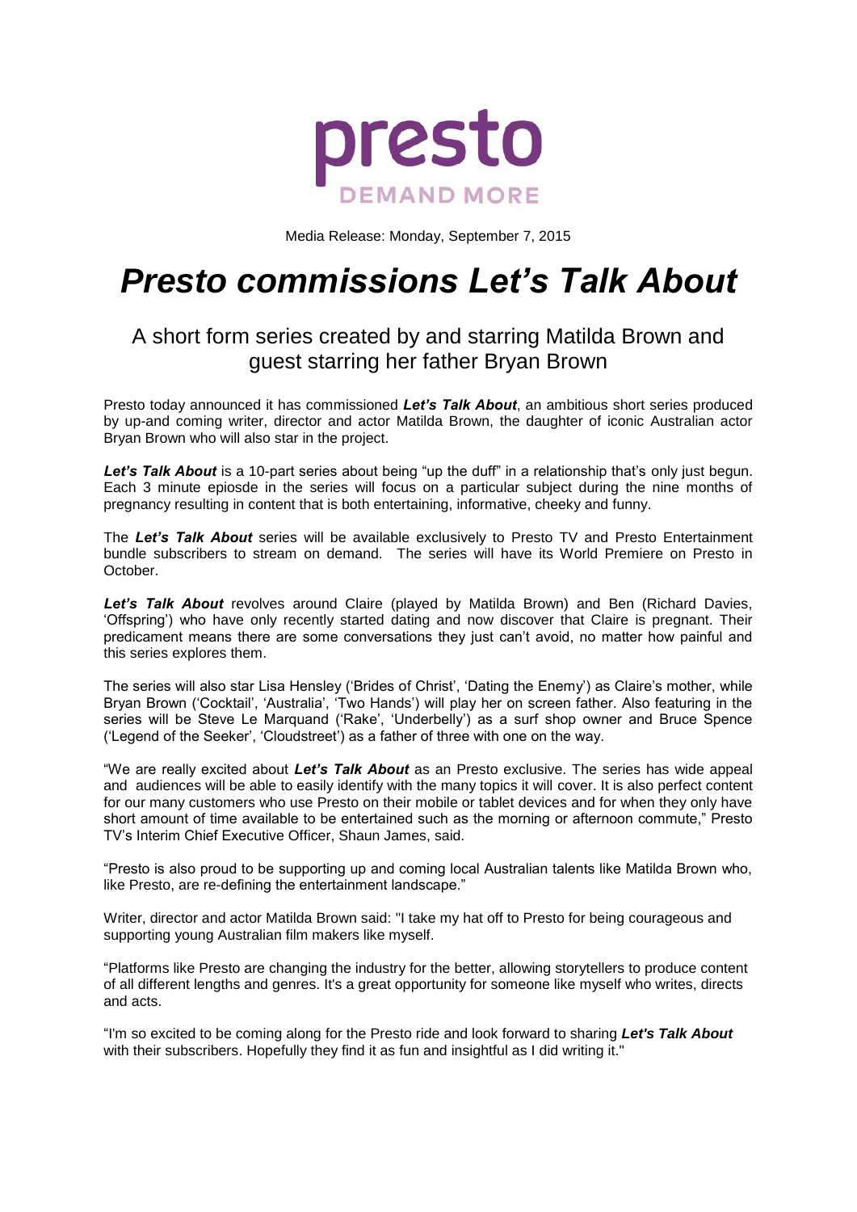presto

DEMAND MORE

Media Release: Monday, September 7, 2015

# *Presto commissions Let's Talk About*

## A short form series created by and starring Matilda Brown and guest starring her father Bryan Brown

Presto today announced it has commissioned ***Let's Talk About***, an ambitious short series produced by up-and coming writer, director and actor Matilda Brown, the daughter of iconic Australian actor Bryan Brown who will also star in the project.

***Let's Talk About*** is a 10-part series about being "up the duff" in a relationship that's only just begun. Each 3 minute epiosde in the series will focus on a particular subject during the nine months of pregnancy resulting in content that is both entertaining, informative, cheeky and funny.

The ***Let's Talk About*** series will be available exclusively to Presto TV and Presto Entertainment bundle subscribers to stream on demand. The series will have its World Premiere on Presto in October.

***Let's Talk About*** revolves around Claire (played by Matilda Brown) and Ben (Richard Davies, 'Offspring') who have only recently started dating and now discover that Claire is pregnant. Their predicament means there are some conversations they just can't avoid, no matter how painful and this series explores them.

The series will also star Lisa Hensley ('Brides of Christ', 'Dating the Enemy') as Claire's mother, while Bryan Brown ('Cocktail', 'Australia', 'Two Hands') will play her on screen father. Also featuring in the series will be Steve Le Marquand ('Rake', 'Underbelly') as a surf shop owner and Bruce Spence ('Legend of the Seeker', 'Cloudstreet') as a father of three with one on the way.

"We are really excited about ***Let's Talk About*** as an Presto exclusive. The series has wide appeal and audiences will be able to easily identify with the many topics it will cover. It is also perfect content for our many customers who use Presto on their mobile or tablet devices and for when they only have short amount of time available to be entertained such as the morning or afternoon commute," Presto TV's Interim Chief Executive Officer, Shaun James, said.

"Presto is also proud to be supporting up and coming local Australian talents like Matilda Brown who, like Presto, are re-defining the entertainment landscape."

Writer, director and actor Matilda Brown said: "I take my hat off to Presto for being courageous and supporting young Australian film makers like myself.

"Platforms like Presto are changing the industry for the better, allowing storytellers to produce content of all different lengths and genres. It's a great opportunity for someone like myself who writes, directs and acts.

"I'm so excited to be coming along for the Presto ride and look forward to sharing ***Let's Talk About*** with their subscribers. Hopefully they find it as fun and insightful as I did writing it."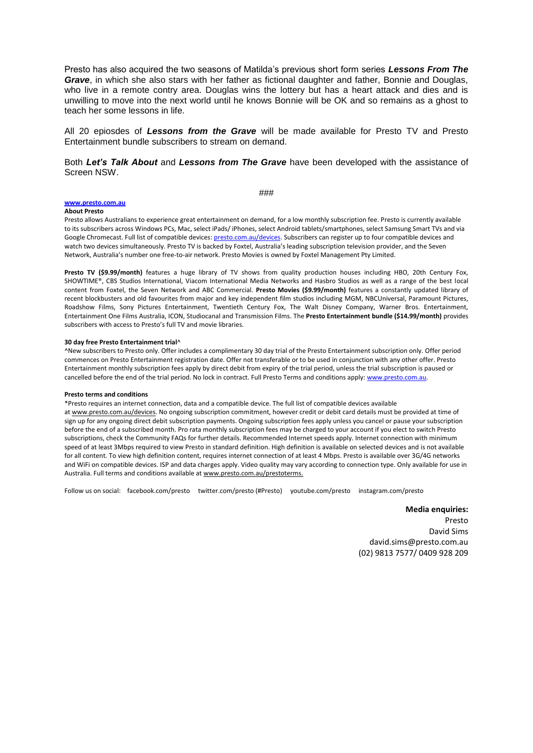Presto has also acquired the two seasons of Matilda's previous short form series ***Lessons From The Grave***, in which she also stars with her father as fictional daughter and father, Bonnie and Douglas, who live in a remote contry area. Douglas wins the lottery but has a heart attack and dies and is unwilling to move into the next world until he knows Bonnie will be OK and so remains as a ghost to teach her some lessons in life.

All 20 epiosdes of ***Lessons from the Grave*** will be made available for Presto TV and Presto Entertainment bundle subscribers to stream on demand.

Both ***Let's Talk About*** and ***Lessons from The Grave*** have been developed with the assistance of Screen NSW.

###

[www.presto.com.au](http://www.presto.com.au)

**About Presto**

Presto allows Australians to experience great entertainment on demand, for a low monthly subscription fee. Presto is currently available to its subscribers across Windows PCs, Mac, select iPads/ iPhones, select Android tablets/smartphones, select Samsung Smart TVs and via Google Chromecast. Full list of compatible devices: [presto.com.au/devices](http://presto.com.au/devices). Subscribers can register up to four compatible devices and watch two devices simultaneously. Presto TV is backed by Foxtel, Australia's leading subscription television provider, and the Seven Network, Australia's number one free-to-air network. Presto Movies is owned by Foxtel Management Pty Limited.

**Presto TV ($9.99/month)** features a huge library of TV shows from quality production houses including HBO, 20th Century Fox, SHOWTIME®, CBS Studios International, Viacom International Media Networks and Hasbro Studios as well as a range of the best local content from Foxtel, the Seven Network and ABC Commercial. **Presto Movies ($9.99/month)** features a constantly updated library of recent blockbusters and old favourites from major and key independent film studios including MGM, NBCUniversal, Paramount Pictures, Roadshow Films, Sony Pictures Entertainment, Twentieth Century Fox, The Walt Disney Company, Warner Bros. Entertainment, Entertainment One Films Australia, ICON, Studiocanal and Transmission Films. The **Presto Entertainment bundle ($14.99/month)** provides subscribers with access to Presto's full TV and movie libraries.

**30 day free Presto Entertainment trial^**

^New subscribers to Presto only. Offer includes a complimentary 30 day trial of the Presto Entertainment subscription only. Offer period commences on Presto Entertainment registration date. Offer not transferable or to be used in conjunction with any other offer. Presto Entertainment monthly subscription fees apply by direct debit from expiry of the trial period, unless the trial subscription is paused or cancelled before the end of the trial period. No lock in contract. Full Presto Terms and conditions apply: [www.presto.com.au](http://www.presto.com.au).

**Presto terms and conditions**

*Presto requires an internet connection, data and a compatible device. The full list of compatible devices available at www.presto.com.au/devices. No ongoing subscription commitment, however credit or debit card details must be provided at time of sign up for any ongoing direct debit subscription payments. Ongoing subscription fees apply unless you cancel or pause your subscription before the end of a subscribed month. Pro rata monthly subscription fees may be charged to your account if you elect to switch Presto subscriptions, check the Community FAQs for further details. Recommended Internet speeds apply. Internet connection with minimum speed of at least 3Mbps required to view Presto in standard definition. High definition is available on selected devices and is not available for all content. To view high definition content, requires internet connection of at least 4 Mbps. Presto is available over 3G/4G networks and WiFi on compatible devices. ISP and data charges apply. Video quality may vary according to connection type. Only available for use in Australia. Full terms and conditions available at www.presto.com.au/prestoterms.

Follow us on social: facebook.com/presto twitter.com/presto (#Presto) youtube.com/presto instagram.com/presto

**Media enquiries:**
Presto
David Sims
david.sims@presto.com.au
(02) 9813 7577/ 0409 928 209